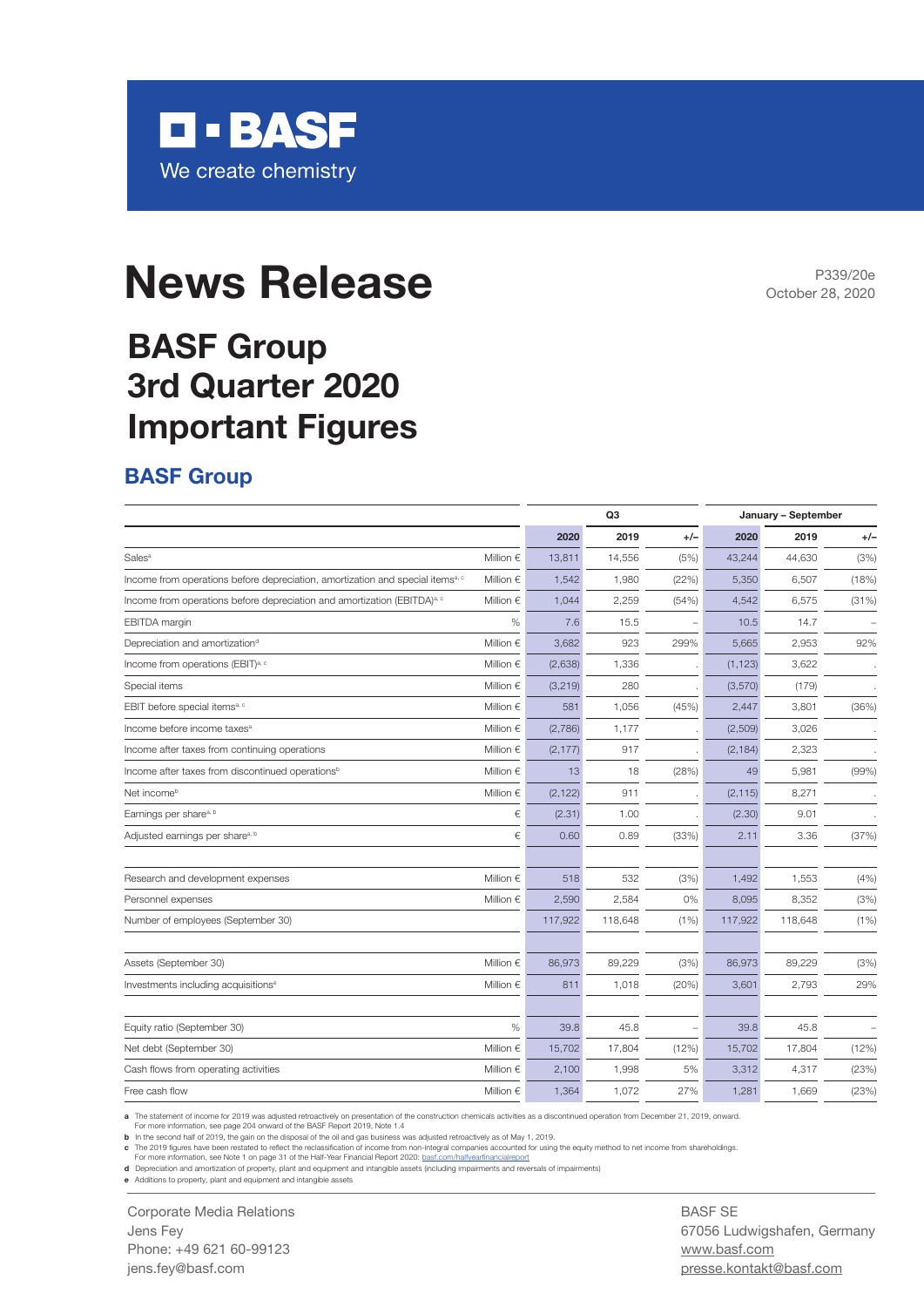BASF

We create chemistry

# News Release

P339/20e
October 28, 2020

## BASF Group 3rd Quarter 2020 Important Figures

### BASF Group

| | | Q3 | | | January – September | | |
|---|---|---|---|---|---|---|---|
| | | **2020** | 2019 | +/– | **2020** | 2019 | +/– |
| Sales[a] | Million € | 13,811 | 14,556 | (5%) | 43,244 | 44,630 | (3%) |
| Income from operations before depreciation, amortization and special items[a, c] | Million € | 1,542 | 1,980 | (22%) | 5,350 | 6,507 | (18%) |
| Income from operations before depreciation and amortization (EBITDA)[a, c] | Million € | 1,044 | 2,259 | (54%) | 4,542 | 6,575 | (31%) |
| EBITDA margin | % | 7.6 | 15.5 | – | 10.5 | 14.7 | – |
| Depreciation and amortization[d] | Million € | 3,682 | 923 | 299% | 5,665 | 2,953 | 92% |
| Income from operations (EBIT)[a, c] | Million € | (2,638) | 1,336 | . | (1,123) | 3,622 | . |
| Special items | Million € | (3,219) | 280 | . | (3,570) | (179) | . |
| EBIT before special items[a, c] | Million € | 581 | 1,056 | (45%) | 2,447 | 3,801 | (36%) |
| Income before income taxes[a] | Million € | (2,786) | 1,177 | . | (2,509) | 3,026 | . |
| Income after taxes from continuing operations | Million € | (2,177) | 917 | . | (2,184) | 2,323 | . |
| Income after taxes from discontinued operations[b] | Million € | 13 | 18 | (28%) | 49 | 5,981 | (99%) |
| Net income[b] | Million € | (2,122) | 911 | . | (2,115) | 8,271 | . |
| Earnings per share[a, b] | € | (2.31) | 1.00 | . | (2.30) | 9.01 | . |
| Adjusted earnings per share[a, b] | € | 0.60 | 0.89 | (33%) | 2.11 | 3.36 | (37%) |
| | | | | | | | |
| Research and development expenses | Million € | 518 | 532 | (3%) | 1,492 | 1,553 | (4%) |
| Personnel expenses | Million € | 2,590 | 2,584 | 0% | 8,095 | 8,352 | (3%) |
| Number of employees (September 30) | | 117,922 | 118,648 | (1%) | 117,922 | 118,648 | (1%) |
| | | | | | | | |
| Assets (September 30) | Million € | 86,973 | 89,229 | (3%) | 86,973 | 89,229 | (3%) |
| Investments including acquisitions[e] | Million € | 811 | 1,018 | (20%) | 3,601 | 2,793 | 29% |
| | | | | | | | |
| Equity ratio (September 30) | % | 39.8 | 45.8 | – | 39.8 | 45.8 | – |
| Net debt (September 30) | Million € | 15,702 | 17,804 | (12%) | 15,702 | 17,804 | (12%) |
| Cash flows from operating activities | Million € | 2,100 | 1,998 | 5% | 3,312 | 4,317 | (23%) |
| Free cash flow | Million € | 1,364 | 1,072 | 27% | 1,281 | 1,669 | (23%) |

**a** The statement of income for 2019 was adjusted retroactively on presentation of the construction chemicals activities as a discontinued operation from December 21, 2019, onward. For more information, see page 204 onward of the BASF Report 2019, Note 1.4

**b** In the second half of 2019, the gain on the disposal of the oil and gas business was adjusted retroactively as of May 1, 2019.

**c** The 2019 figures have been restated to reflect the reclassification of income from non-integral companies accounted for using the equity method to net income from shareholdings. For more information, see Note 1 on page 31 of the Half-Year Financial Report 2020: basf.com/halfyearfinancialreport

**d** Depreciation and amortization of property, plant and equipment and intangible assets (including impairments and reversals of impairments)

**e** Additions to property, plant and equipment and intangible assets

Corporate Media Relations
Jens Fey
Phone: +49 621 60-99123
jens.fey@basf.com

BASF SE
67056 Ludwigshafen, Germany
www.basf.com
presse.kontakt@basf.com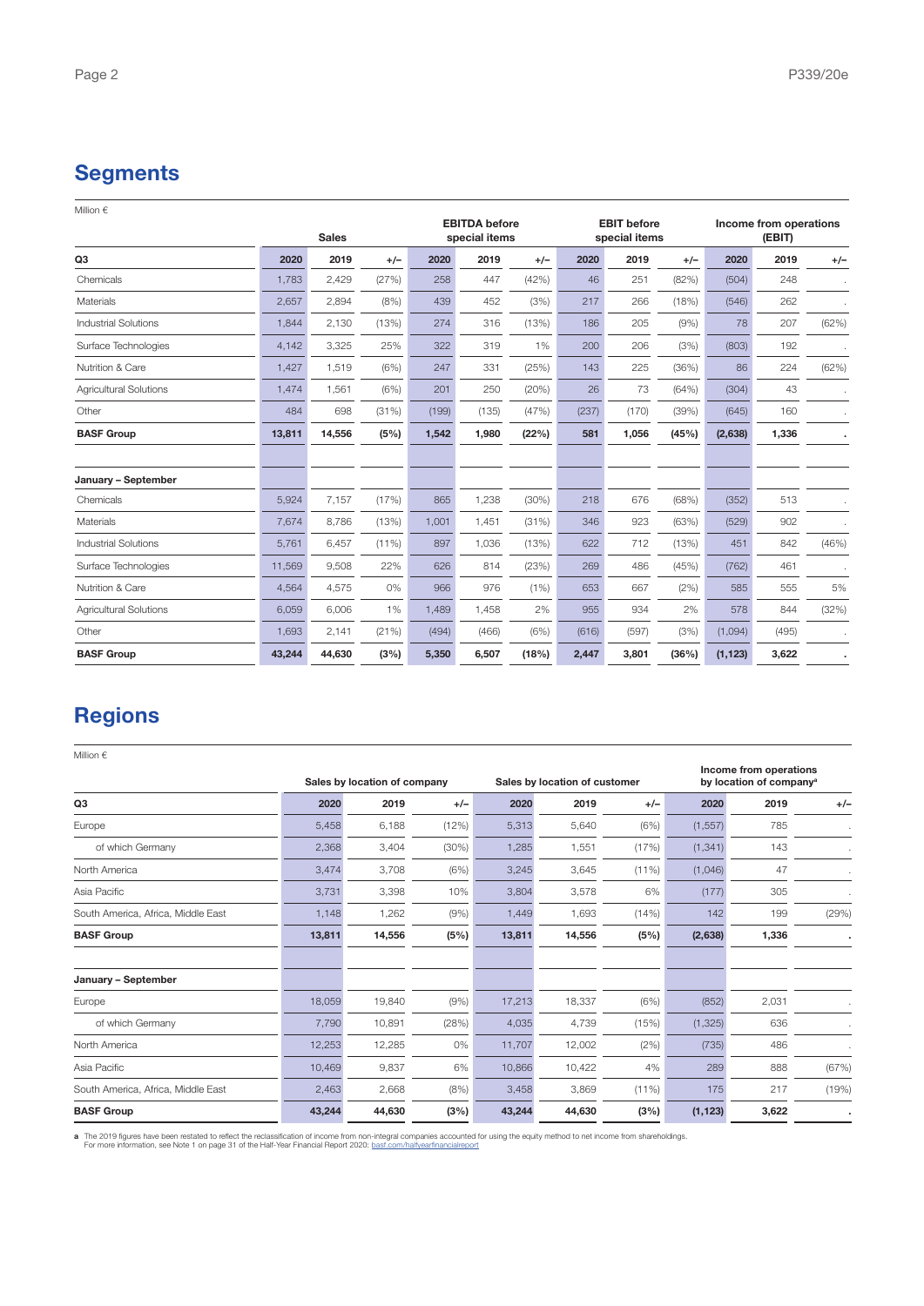## Segments

Million €

| | Sales | | | EBITDA before special items | | | EBIT before special items | | | Income from operations (EBIT) | | |
|---|---|---|---|---|---|---|---|---|---|---|---|---|
| **Q3** | **2020** | **2019** | **+/–** | **2020** | **2019** | **+/–** | **2020** | **2019** | **+/–** | **2020** | **2019** | **+/–** |
| Chemicals | 1,783 | 2,429 | (27%) | 258 | 447 | (42%) | 46 | 251 | (82%) | (504) | 248 | . |
| Materials | 2,657 | 2,894 | (8%) | 439 | 452 | (3%) | 217 | 266 | (18%) | (546) | 262 | . |
| Industrial Solutions | 1,844 | 2,130 | (13%) | 274 | 316 | (13%) | 186 | 205 | (9%) | 78 | 207 | (62%) |
| Surface Technologies | 4,142 | 3,325 | 25% | 322 | 319 | 1% | 200 | 206 | (3%) | (803) | 192 | . |
| Nutrition & Care | 1,427 | 1,519 | (6%) | 247 | 331 | (25%) | 143 | 225 | (36%) | 86 | 224 | (62%) |
| Agricultural Solutions | 1,474 | 1,561 | (6%) | 201 | 250 | (20%) | 26 | 73 | (64%) | (304) | 43 | . |
| Other | 484 | 698 | (31%) | (199) | (135) | (47%) | (237) | (170) | (39%) | (645) | 160 | . |
| **BASF Group** | **13,811** | **14,556** | **(5%)** | **1,542** | **1,980** | **(22%)** | **581** | **1,056** | **(45%)** | **(2,638)** | **1,336** | **.** |
| | | | | | | | | | | | | |
| **January – September** | | | | | | | | | | | | |
| Chemicals | 5,924 | 7,157 | (17%) | 865 | 1,238 | (30%) | 218 | 676 | (68%) | (352) | 513 | . |
| Materials | 7,674 | 8,786 | (13%) | 1,001 | 1,451 | (31%) | 346 | 923 | (63%) | (529) | 902 | . |
| Industrial Solutions | 5,761 | 6,457 | (11%) | 897 | 1,036 | (13%) | 622 | 712 | (13%) | 451 | 842 | (46%) |
| Surface Technologies | 11,569 | 9,508 | 22% | 626 | 814 | (23%) | 269 | 486 | (45%) | (762) | 461 | . |
| Nutrition & Care | 4,564 | 4,575 | 0% | 966 | 976 | (1%) | 653 | 667 | (2%) | 585 | 555 | 5% |
| Agricultural Solutions | 6,059 | 6,006 | 1% | 1,489 | 1,458 | 2% | 955 | 934 | 2% | 578 | 844 | (32%) |
| Other | 1,693 | 2,141 | (21%) | (494) | (466) | (6%) | (616) | (597) | (3%) | (1,094) | (495) | . |
| **BASF Group** | **43,244** | **44,630** | **(3%)** | **5,350** | **6,507** | **(18%)** | **2,447** | **3,801** | **(36%)** | **(1,123)** | **3,622** | **.** |

## Regions

Million €

| | Sales by location of company | | | Sales by location of customer | | | Income from operations by location of company[a] | | |
|---|---|---|---|---|---|---|---|---|---|
| **Q3** | **2020** | **2019** | **+/–** | **2020** | **2019** | **+/–** | **2020** | **2019** | **+/–** |
| Europe | 5,458 | 6,188 | (12%) | 5,313 | 5,640 | (6%) | (1,557) | 785 | . |
| of which Germany | 2,368 | 3,404 | (30%) | 1,285 | 1,551 | (17%) | (1,341) | 143 | . |
| North America | 3,474 | 3,708 | (6%) | 3,245 | 3,645 | (11%) | (1,046) | 47 | . |
| Asia Pacific | 3,731 | 3,398 | 10% | 3,804 | 3,578 | 6% | (177) | 305 | . |
| South America, Africa, Middle East | 1,148 | 1,262 | (9%) | 1,449 | 1,693 | (14%) | 142 | 199 | (29%) |
| **BASF Group** | **13,811** | **14,556** | **(5%)** | **13,811** | **14,556** | **(5%)** | **(2,638)** | **1,336** | **.** |
| | | | | | | | | | |
| **January – September** | | | | | | | | | |
| Europe | 18,059 | 19,840 | (9%) | 17,213 | 18,337 | (6%) | (852) | 2,031 | . |
| of which Germany | 7,790 | 10,891 | (28%) | 4,035 | 4,739 | (15%) | (1,325) | 636 | . |
| North America | 12,253 | 12,285 | 0% | 11,707 | 12,002 | (2%) | (735) | 486 | . |
| Asia Pacific | 10,469 | 9,837 | 6% | 10,866 | 10,422 | 4% | 289 | 888 | (67%) |
| South America, Africa, Middle East | 2,463 | 2,668 | (8%) | 3,458 | 3,869 | (11%) | 175 | 217 | (19%) |
| **BASF Group** | **43,244** | **44,630** | **(3%)** | **43,244** | **44,630** | **(3%)** | **(1,123)** | **3,622** | **.** |

**a** The 2019 figures have been restated to reflect the reclassification of income from non-integral companies accounted for using the equity method to net income from shareholdings. For more information, see Note 1 on page 31 of the Half-Year Financial Report 2020: basf.com/halfyearfinancialreport